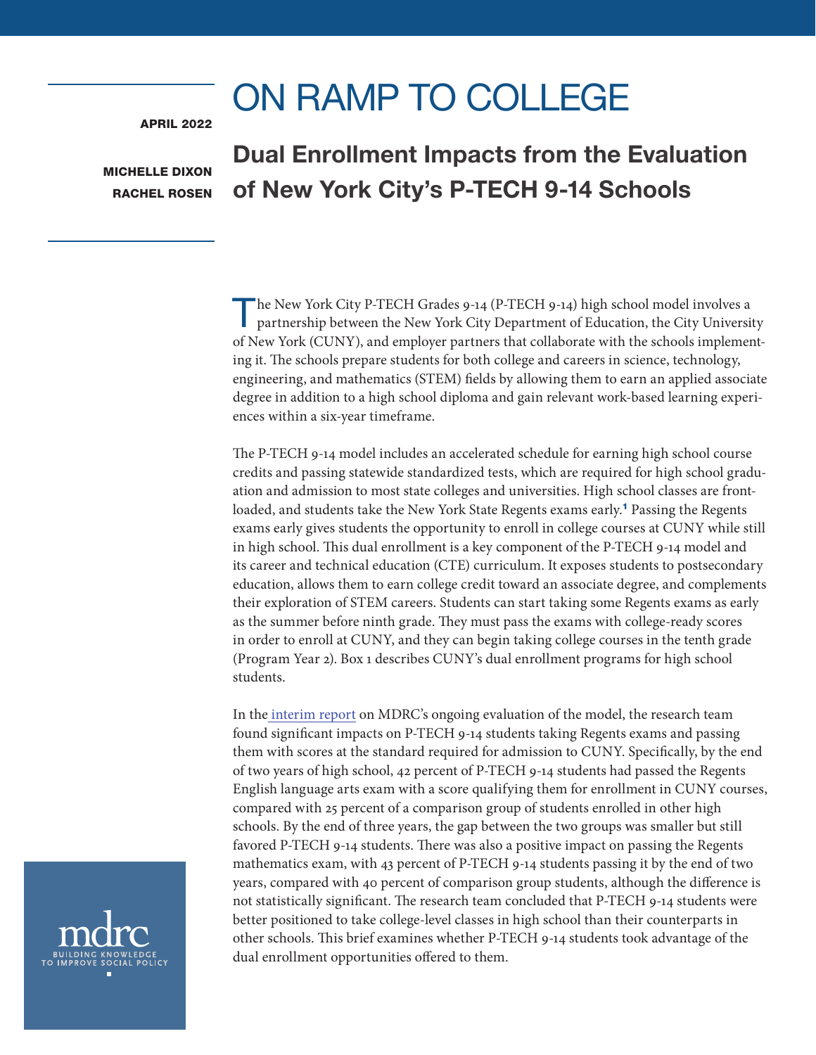# ON RAMP TO COLLEGE

APRIL 2022

MICHELLE DIXON
RACHEL ROSEN

## Dual Enrollment Impacts from the Evaluation of New York City's P-TECH 9-14 Schools

The New York City P-TECH Grades 9-14 (P-TECH 9-14) high school model involves a partnership between the New York City Department of Education, the City University of New York (CUNY), and employer partners that collaborate with the schools implementing it. The schools prepare students for both college and careers in science, technology, engineering, and mathematics (STEM) fields by allowing them to earn an applied associate degree in addition to a high school diploma and gain relevant work-based learning experiences within a six-year timeframe.

The P-TECH 9-14 model includes an accelerated schedule for earning high school course credits and passing statewide standardized tests, which are required for high school graduation and admission to most state colleges and universities. High school classes are front-loaded, and students take the New York State Regents exams early.[1] Passing the Regents exams early gives students the opportunity to enroll in college courses at CUNY while still in high school. This dual enrollment is a key component of the P-TECH 9-14 model and its career and technical education (CTE) curriculum. It exposes students to postsecondary education, allows them to earn college credit toward an associate degree, and complements their exploration of STEM careers. Students can start taking some Regents exams as early as the summer before ninth grade. They must pass the exams with college-ready scores in order to enroll at CUNY, and they can begin taking college courses in the tenth grade (Program Year 2). Box 1 describes CUNY's dual enrollment programs for high school students.

In the interim report on MDRC's ongoing evaluation of the model, the research team found significant impacts on P-TECH 9-14 students taking Regents exams and passing them with scores at the standard required for admission to CUNY. Specifically, by the end of two years of high school, 42 percent of P-TECH 9-14 students had passed the Regents English language arts exam with a score qualifying them for enrollment in CUNY courses, compared with 25 percent of a comparison group of students enrolled in other high schools. By the end of three years, the gap between the two groups was smaller but still favored P-TECH 9-14 students. There was also a positive impact on passing the Regents mathematics exam, with 43 percent of P-TECH 9-14 students passing it by the end of two years, compared with 40 percent of comparison group students, although the difference is not statistically significant. The research team concluded that P-TECH 9-14 students were better positioned to take college-level classes in high school than their counterparts in other schools. This brief examines whether P-TECH 9-14 students took advantage of the dual enrollment opportunities offered to them.

mdrc
BUILDING KNOWLEDGE TO IMPROVE SOCIAL POLICY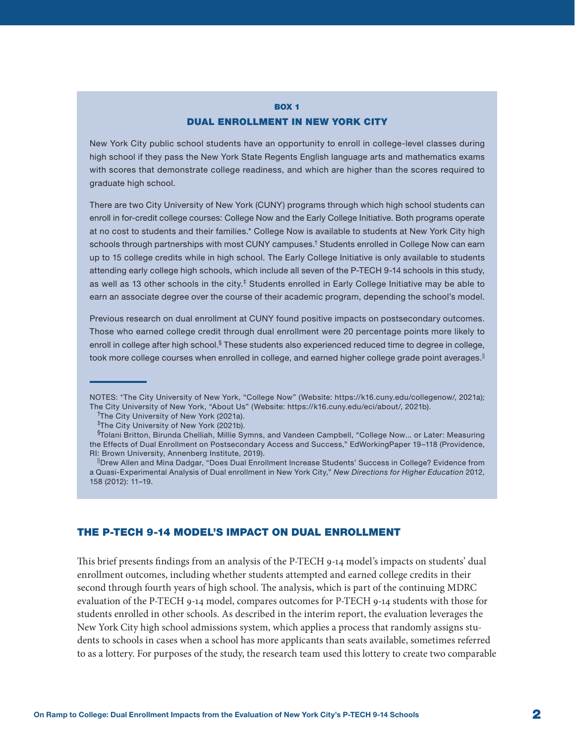### BOX 1

### DUAL ENROLLMENT IN NEW YORK CITY

New York City public school students have an opportunity to enroll in college-level classes during high school if they pass the New York State Regents English language arts and mathematics exams with scores that demonstrate college readiness, and which are higher than the scores required to graduate high school.

There are two City University of New York (CUNY) programs through which high school students can enroll in for-credit college courses: College Now and the Early College Initiative. Both programs operate at no cost to students and their families.[*] College Now is available to students at New York City high schools through partnerships with most CUNY campuses.[†] Students enrolled in College Now can earn up to 15 college credits while in high school. The Early College Initiative is only available to students attending early college high schools, which include all seven of the P-TECH 9-14 schools in this study, as well as 13 other schools in the city.[‡] Students enrolled in Early College Initiative may be able to earn an associate degree over the course of their academic program, depending the school's model.

Previous research on dual enrollment at CUNY found positive impacts on postsecondary outcomes. Those who earned college credit through dual enrollment were 20 percentage points more likely to enroll in college after high school.[§] These students also experienced reduced time to degree in college, took more college courses when enrolled in college, and earned higher college grade point averages.[‖]

NOTES: *The City University of New York, "College Now" (Website: https://k16.cuny.edu/collegenow/, 2021a); The City University of New York, "About Us" (Website: https://k16.cuny.edu/eci/about/, 2021b).

†The City University of New York (2021a).

‡The City University of New York (2021b).

§Tolani Britton, Birunda Chelliah, Millie Symns, and Vandeen Campbell, "College Now... or Later: Measuring the Effects of Dual Enrollment on Postsecondary Access and Success," EdWorkingPaper 19–118 (Providence, RI: Brown University, Annenberg Institute, 2019).

‖Drew Allen and Mina Dadgar, "Does Dual Enrollment Increase Students' Success in College? Evidence from a Quasi-Experimental Analysis of Dual enrollment in New York City," *New Directions for Higher Education* 2012, 158 (2012): 11–19.

## THE P-TECH 9-14 MODEL'S IMPACT ON DUAL ENROLLMENT

This brief presents findings from an analysis of the P-TECH 9-14 model's impacts on students' dual enrollment outcomes, including whether students attempted and earned college credits in their second through fourth years of high school. The analysis, which is part of the continuing MDRC evaluation of the P-TECH 9-14 model, compares outcomes for P-TECH 9-14 students with those for students enrolled in other schools. As described in the interim report, the evaluation leverages the New York City high school admissions system, which applies a process that randomly assigns students to schools in cases when a school has more applicants than seats available, sometimes referred to as a lottery. For purposes of the study, the research team used this lottery to create two comparable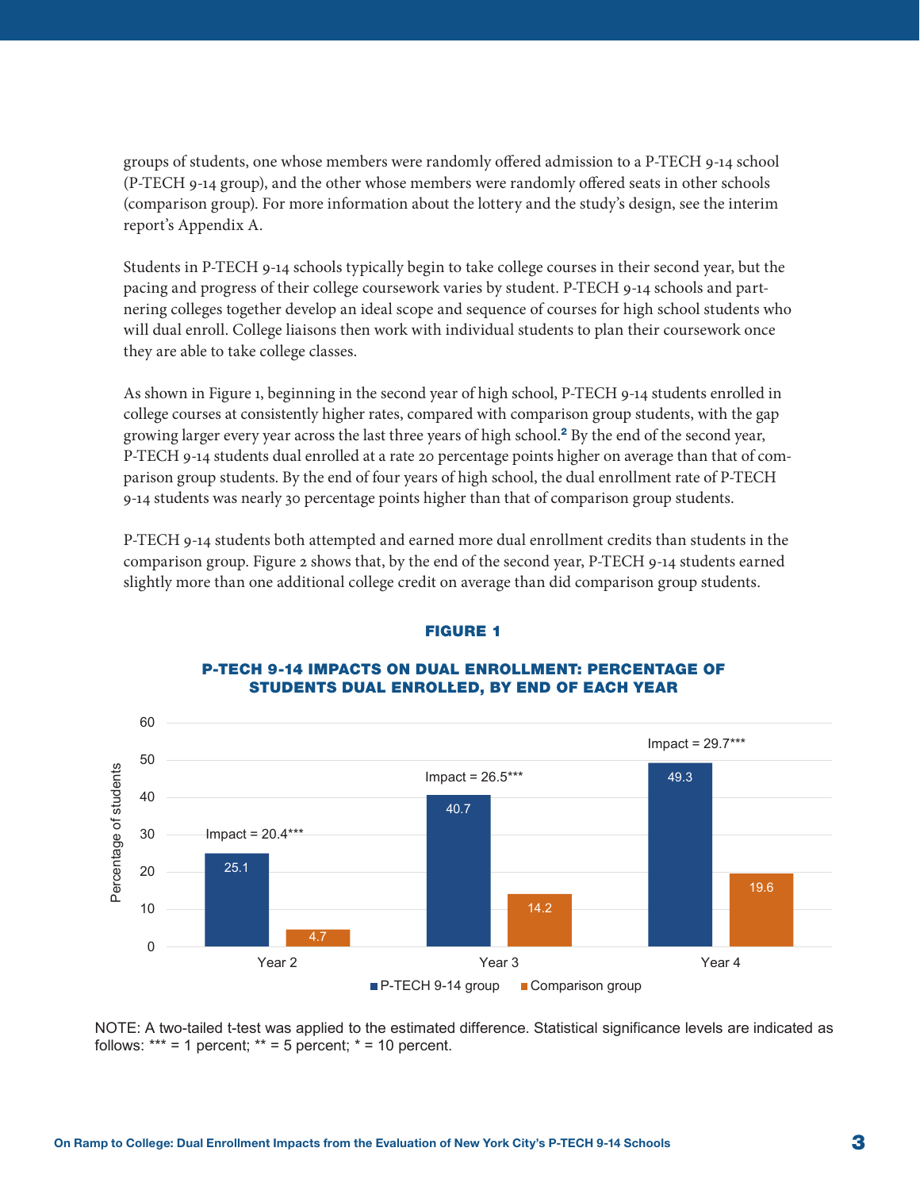groups of students, one whose members were randomly offered admission to a P-TECH 9-14 school (P-TECH 9-14 group), and the other whose members were randomly offered seats in other schools (comparison group). For more information about the lottery and the study's design, see the interim report's Appendix A.

Students in P-TECH 9-14 schools typically begin to take college courses in their second year, but the pacing and progress of their college coursework varies by student. P-TECH 9-14 schools and partnering colleges together develop an ideal scope and sequence of courses for high school students who will dual enroll. College liaisons then work with individual students to plan their coursework once they are able to take college classes.

As shown in Figure 1, beginning in the second year of high school, P-TECH 9-14 students enrolled in college courses at consistently higher rates, compared with comparison group students, with the gap growing larger every year across the last three years of high school.[2] By the end of the second year, P-TECH 9-14 students dual enrolled at a rate 20 percentage points higher on average than that of comparison group students. By the end of four years of high school, the dual enrollment rate of P-TECH 9-14 students was nearly 30 percentage points higher than that of comparison group students.

P-TECH 9-14 students both attempted and earned more dual enrollment credits than students in the comparison group. Figure 2 shows that, by the end of the second year, P-TECH 9-14 students earned slightly more than one additional college credit on average than did comparison group students.

**FIGURE 1**

**P-TECH 9-14 IMPACTS ON DUAL ENROLLMENT: PERCENTAGE OF STUDENTS DUAL ENROLLED, BY END OF EACH YEAR**

| | P-TECH 9-14 group | Comparison group | Impact |
|---|---|---|---|
| Year 2 | 25.1 | 4.7 | 20.4*** |
| Year 3 | 40.7 | 14.2 | 26.5*** |
| Year 4 | 49.3 | 19.6 | 29.7*** |

NOTE: A two-tailed t-test was applied to the estimated difference. Statistical significance levels are indicated as follows: *** = 1 percent; ** = 5 percent; * = 10 percent.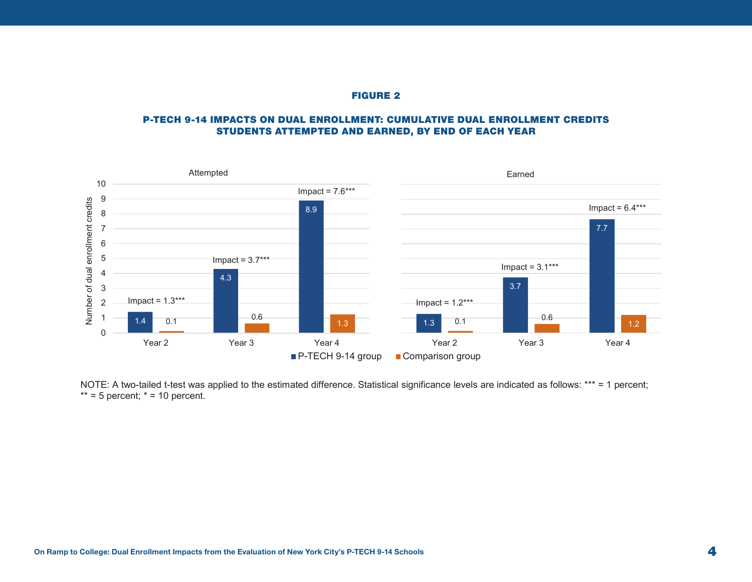**FIGURE 2**

**P-TECH 9-14 IMPACTS ON DUAL ENROLLMENT: CUMULATIVE DUAL ENROLLMENT CREDITS STUDENTS ATTEMPTED AND EARNED, BY END OF EACH YEAR**

Attempted

| | P-TECH 9-14 group | Comparison group | Impact |
|---|---|---|---|
| Year 2 | 1.4 | 0.1 | 1.3*** |
| Year 3 | 4.3 | 0.6 | 3.7*** |
| Year 4 | 8.9 | 1.3 | 7.6*** |

Earned

| | P-TECH 9-14 group | Comparison group | Impact |
|---|---|---|---|
| Year 2 | 1.3 | 0.1 | 1.2*** |
| Year 3 | 3.7 | 0.6 | 3.1*** |
| Year 4 | 7.7 | 1.2 | 6.4*** |

NOTE: A two-tailed t-test was applied to the estimated difference. Statistical significance levels are indicated as follows: *** = 1 percent; ** = 5 percent; * = 10 percent.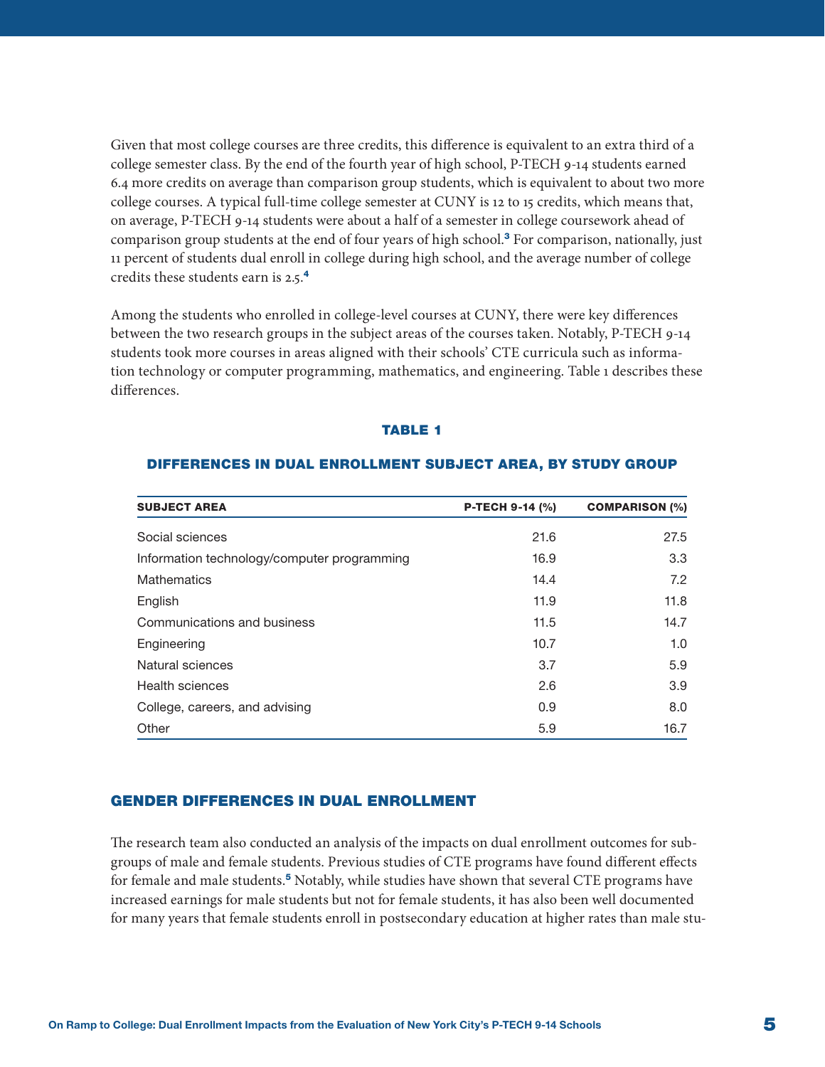Given that most college courses are three credits, this difference is equivalent to an extra third of a college semester class. By the end of the fourth year of high school, P-TECH 9-14 students earned 6.4 more credits on average than comparison group students, which is equivalent to about two more college courses. A typical full-time college semester at CUNY is 12 to 15 credits, which means that, on average, P-TECH 9-14 students were about a half of a semester in college coursework ahead of comparison group students at the end of four years of high school.[3] For comparison, nationally, just 11 percent of students dual enroll in college during high school, and the average number of college credits these students earn is 2.5.[4]

Among the students who enrolled in college-level courses at CUNY, there were key differences between the two research groups in the subject areas of the courses taken. Notably, P-TECH 9-14 students took more courses in areas aligned with their schools' CTE curricula such as information technology or computer programming, mathematics, and engineering. Table 1 describes these differences.

**TABLE 1**

**DIFFERENCES IN DUAL ENROLLMENT SUBJECT AREA, BY STUDY GROUP**

| SUBJECT AREA | P-TECH 9-14 (%) | COMPARISON (%) |
|---|---|---|
| Social sciences | 21.6 | 27.5 |
| Information technology/computer programming | 16.9 | 3.3 |
| Mathematics | 14.4 | 7.2 |
| English | 11.9 | 11.8 |
| Communications and business | 11.5 | 14.7 |
| Engineering | 10.7 | 1.0 |
| Natural sciences | 3.7 | 5.9 |
| Health sciences | 2.6 | 3.9 |
| College, careers, and advising | 0.9 | 8.0 |
| Other | 5.9 | 16.7 |

## GENDER DIFFERENCES IN DUAL ENROLLMENT

The research team also conducted an analysis of the impacts on dual enrollment outcomes for subgroups of male and female students. Previous studies of CTE programs have found different effects for female and male students.[5] Notably, while studies have shown that several CTE programs have increased earnings for male students but not for female students, it has also been well documented for many years that female students enroll in postsecondary education at higher rates than male stu-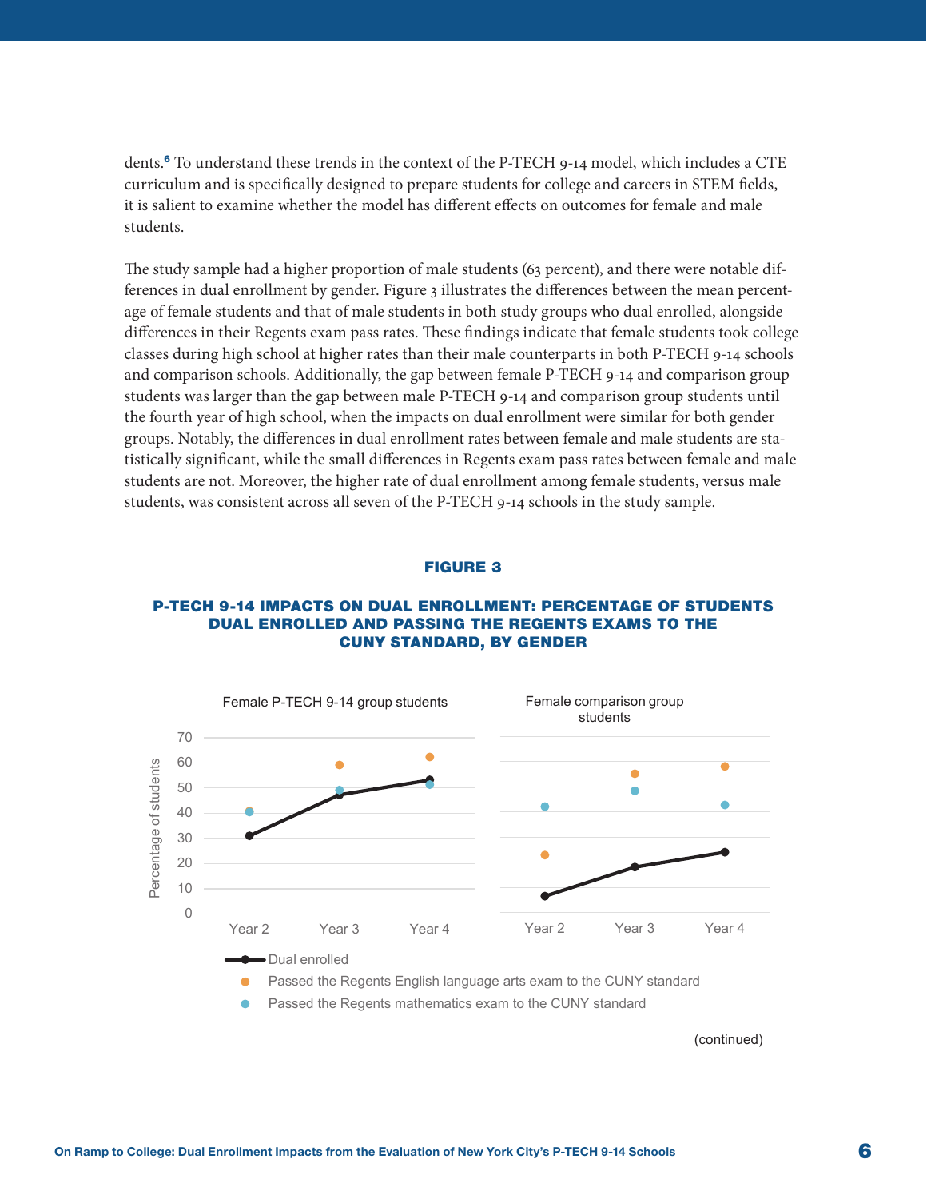dents.[6] To understand these trends in the context of the P-TECH 9-14 model, which includes a CTE curriculum and is specifically designed to prepare students for college and careers in STEM fields, it is salient to examine whether the model has different effects on outcomes for female and male students.

The study sample had a higher proportion of male students (63 percent), and there were notable differences in dual enrollment by gender. Figure 3 illustrates the differences between the mean percentage of female students and that of male students in both study groups who dual enrolled, alongside differences in their Regents exam pass rates. These findings indicate that female students took college classes during high school at higher rates than their male counterparts in both P-TECH 9-14 schools and comparison schools. Additionally, the gap between female P-TECH 9-14 and comparison group students was larger than the gap between male P-TECH 9-14 and comparison group students until the fourth year of high school, when the impacts on dual enrollment were similar for both gender groups. Notably, the differences in dual enrollment rates between female and male students are statistically significant, while the small differences in Regents exam pass rates between female and male students are not. Moreover, the higher rate of dual enrollment among female students, versus male students, was consistent across all seven of the P-TECH 9-14 schools in the study sample.

## FIGURE 3

### P-TECH 9-14 IMPACTS ON DUAL ENROLLMENT: PERCENTAGE OF STUDENTS DUAL ENROLLED AND PASSING THE REGENTS EXAMS TO THE CUNY STANDARD, BY GENDER

Female P-TECH 9-14 group students | Female comparison group students

Percentage of students (0–70); Year 2, Year 3, Year 4

- Dual enrolled
- Passed the Regents English language arts exam to the CUNY standard
- Passed the Regents mathematics exam to the CUNY standard

(continued)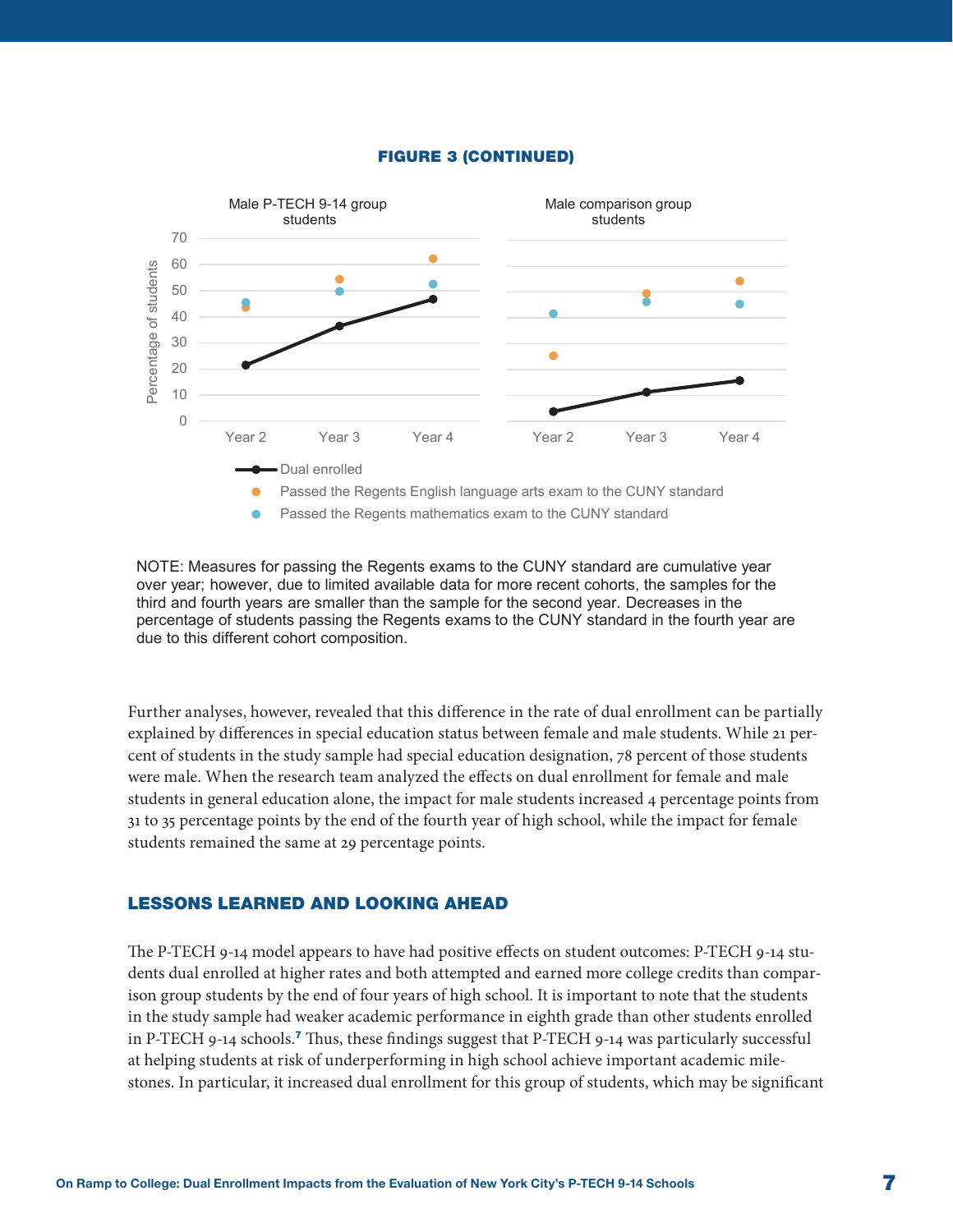**FIGURE 3 (CONTINUED)**

Male P-TECH 9-14 group students

Male comparison group students

- Dual enrolled
- Passed the Regents English language arts exam to the CUNY standard
- Passed the Regents mathematics exam to the CUNY standard

NOTE: Measures for passing the Regents exams to the CUNY standard are cumulative year over year; however, due to limited available data for more recent cohorts, the samples for the third and fourth years are smaller than the sample for the second year. Decreases in the percentage of students passing the Regents exams to the CUNY standard in the fourth year are due to this different cohort composition.

Further analyses, however, revealed that this difference in the rate of dual enrollment can be partially explained by differences in special education status between female and male students. While 21 percent of students in the study sample had special education designation, 78 percent of those students were male. When the research team analyzed the effects on dual enrollment for female and male students in general education alone, the impact for male students increased 4 percentage points from 31 to 35 percentage points by the end of the fourth year of high school, while the impact for female students remained the same at 29 percentage points.

## LESSONS LEARNED AND LOOKING AHEAD

The P-TECH 9-14 model appears to have had positive effects on student outcomes: P-TECH 9-14 students dual enrolled at higher rates and both attempted and earned more college credits than comparison group students by the end of four years of high school. It is important to note that the students in the study sample had weaker academic performance in eighth grade than other students enrolled in P-TECH 9-14 schools.[7] Thus, these findings suggest that P-TECH 9-14 was particularly successful at helping students at risk of underperforming in high school achieve important academic milestones. In particular, it increased dual enrollment for this group of students, which may be significant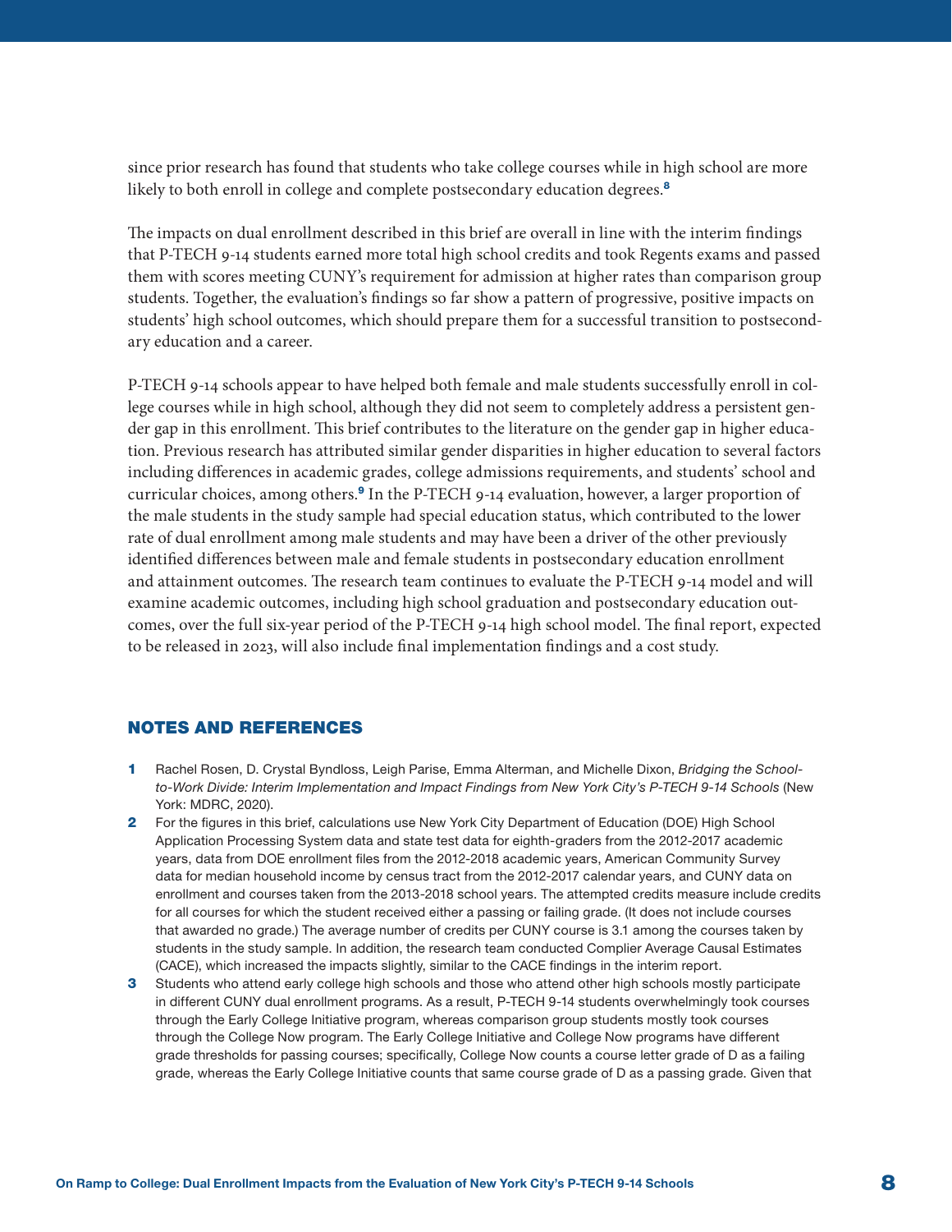since prior research has found that students who take college courses while in high school are more likely to both enroll in college and complete postsecondary education degrees.[8]

The impacts on dual enrollment described in this brief are overall in line with the interim findings that P-TECH 9-14 students earned more total high school credits and took Regents exams and passed them with scores meeting CUNY's requirement for admission at higher rates than comparison group students. Together, the evaluation's findings so far show a pattern of progressive, positive impacts on students' high school outcomes, which should prepare them for a successful transition to postsecondary education and a career.

P-TECH 9-14 schools appear to have helped both female and male students successfully enroll in college courses while in high school, although they did not seem to completely address a persistent gender gap in this enrollment. This brief contributes to the literature on the gender gap in higher education. Previous research has attributed similar gender disparities in higher education to several factors including differences in academic grades, college admissions requirements, and students' school and curricular choices, among others.[9] In the P-TECH 9-14 evaluation, however, a larger proportion of the male students in the study sample had special education status, which contributed to the lower rate of dual enrollment among male students and may have been a driver of the other previously identified differences between male and female students in postsecondary education enrollment and attainment outcomes. The research team continues to evaluate the P-TECH 9-14 model and will examine academic outcomes, including high school graduation and postsecondary education outcomes, over the full six-year period of the P-TECH 9-14 high school model. The final report, expected to be released in 2023, will also include final implementation findings and a cost study.

## NOTES AND REFERENCES

1. Rachel Rosen, D. Crystal Byndloss, Leigh Parise, Emma Alterman, and Michelle Dixon, *Bridging the School-to-Work Divide: Interim Implementation and Impact Findings from New York City's P-TECH 9-14 Schools* (New York: MDRC, 2020).
2. For the figures in this brief, calculations use New York City Department of Education (DOE) High School Application Processing System data and state test data for eighth-graders from the 2012-2017 academic years, data from DOE enrollment files from the 2012-2018 academic years, American Community Survey data for median household income by census tract from the 2012-2017 calendar years, and CUNY data on enrollment and courses taken from the 2013-2018 school years. The attempted credits measure include credits for all courses for which the student received either a passing or failing grade. (It does not include courses that awarded no grade.) The average number of credits per CUNY course is 3.1 among the courses taken by students in the study sample. In addition, the research team conducted Complier Average Causal Estimates (CACE), which increased the impacts slightly, similar to the CACE findings in the interim report.
3. Students who attend early college high schools and those who attend other high schools mostly participate in different CUNY dual enrollment programs. As a result, P-TECH 9-14 students overwhelmingly took courses through the Early College Initiative program, whereas comparison group students mostly took courses through the College Now program. The Early College Initiative and College Now programs have different grade thresholds for passing courses; specifically, College Now counts a course letter grade of D as a failing grade, whereas the Early College Initiative counts that same course grade of D as a passing grade. Given that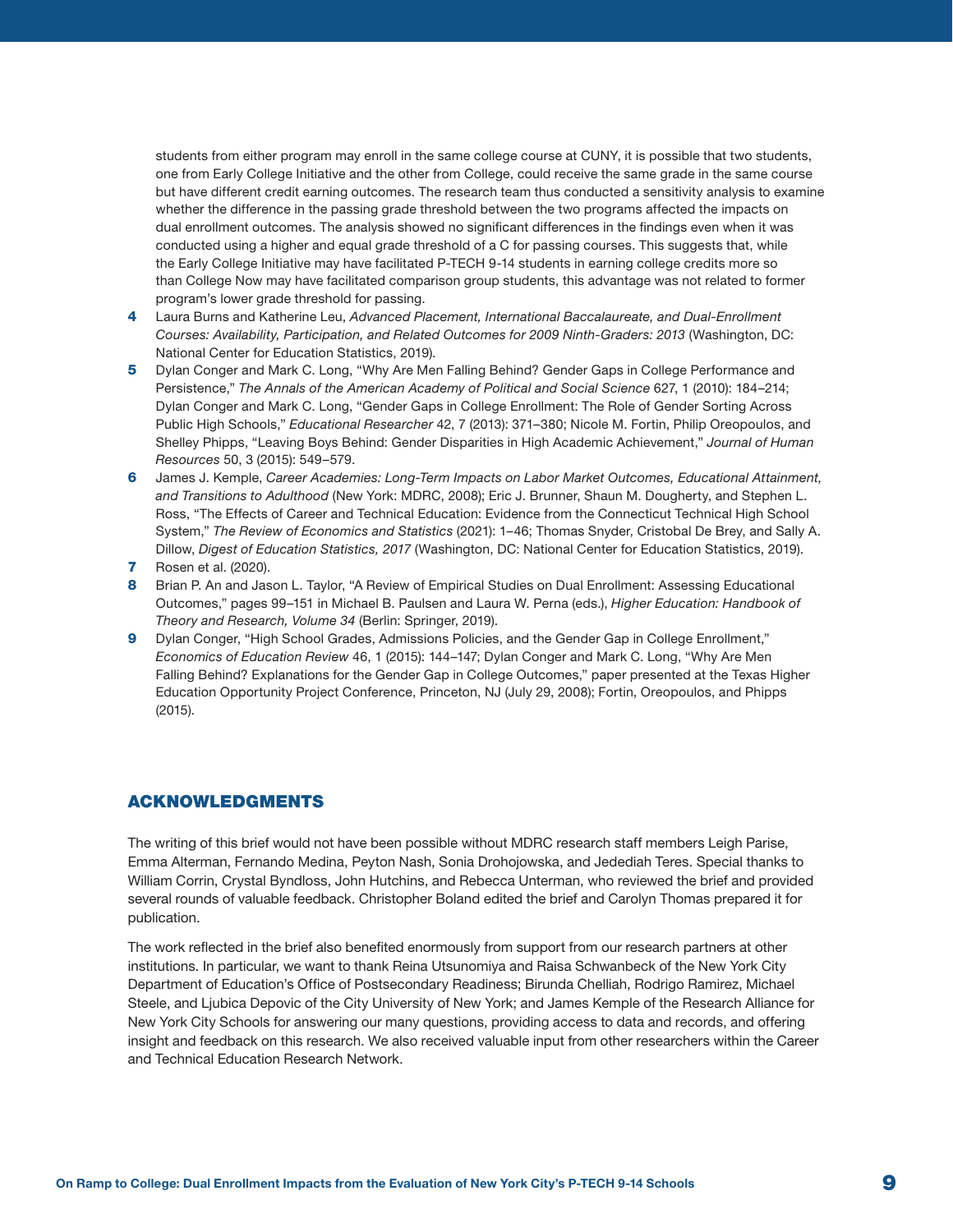students from either program may enroll in the same college course at CUNY, it is possible that two students, one from Early College Initiative and the other from College, could receive the same grade in the same course but have different credit earning outcomes. The research team thus conducted a sensitivity analysis to examine whether the difference in the passing grade threshold between the two programs affected the impacts on dual enrollment outcomes. The analysis showed no significant differences in the findings even when it was conducted using a higher and equal grade threshold of a C for passing courses. This suggests that, while the Early College Initiative may have facilitated P-TECH 9-14 students in earning college credits more so than College Now may have facilitated comparison group students, this advantage was not related to former program's lower grade threshold for passing.

**4** Laura Burns and Katherine Leu, *Advanced Placement, International Baccalaureate, and Dual-Enrollment Courses: Availability, Participation, and Related Outcomes for 2009 Ninth-Graders: 2013* (Washington, DC: National Center for Education Statistics, 2019).

**5** Dylan Conger and Mark C. Long, "Why Are Men Falling Behind? Gender Gaps in College Performance and Persistence," *The Annals of the American Academy of Political and Social Science* 627, 1 (2010): 184–214; Dylan Conger and Mark C. Long, "Gender Gaps in College Enrollment: The Role of Gender Sorting Across Public High Schools," *Educational Researcher* 42, 7 (2013): 371–380; Nicole M. Fortin, Philip Oreopoulos, and Shelley Phipps, "Leaving Boys Behind: Gender Disparities in High Academic Achievement," *Journal of Human Resources* 50, 3 (2015): 549–579.

**6** James J. Kemple, *Career Academies: Long-Term Impacts on Labor Market Outcomes, Educational Attainment, and Transitions to Adulthood* (New York: MDRC, 2008); Eric J. Brunner, Shaun M. Dougherty, and Stephen L. Ross, "The Effects of Career and Technical Education: Evidence from the Connecticut Technical High School System," *The Review of Economics and Statistics* (2021): 1–46; Thomas Snyder, Cristobal De Brey, and Sally A. Dillow, *Digest of Education Statistics, 2017* (Washington, DC: National Center for Education Statistics, 2019).

**7** Rosen et al. (2020).

**8** Brian P. An and Jason L. Taylor, "A Review of Empirical Studies on Dual Enrollment: Assessing Educational Outcomes," pages 99–151 in Michael B. Paulsen and Laura W. Perna (eds.), *Higher Education: Handbook of Theory and Research, Volume 34* (Berlin: Springer, 2019).

**9** Dylan Conger, "High School Grades, Admissions Policies, and the Gender Gap in College Enrollment," *Economics of Education Review* 46, 1 (2015): 144–147; Dylan Conger and Mark C. Long, "Why Are Men Falling Behind? Explanations for the Gender Gap in College Outcomes," paper presented at the Texas Higher Education Opportunity Project Conference, Princeton, NJ (July 29, 2008); Fortin, Oreopoulos, and Phipps (2015).

## ACKNOWLEDGMENTS

The writing of this brief would not have been possible without MDRC research staff members Leigh Parise, Emma Alterman, Fernando Medina, Peyton Nash, Sonia Drohojowska, and Jedediah Teres. Special thanks to William Corrin, Crystal Byndloss, John Hutchins, and Rebecca Unterman, who reviewed the brief and provided several rounds of valuable feedback. Christopher Boland edited the brief and Carolyn Thomas prepared it for publication.

The work reflected in the brief also benefited enormously from support from our research partners at other institutions. In particular, we want to thank Reina Utsunomiya and Raisa Schwanbeck of the New York City Department of Education's Office of Postsecondary Readiness; Birunda Chelliah, Rodrigo Ramirez, Michael Steele, and Ljubica Depovic of the City University of New York; and James Kemple of the Research Alliance for New York City Schools for answering our many questions, providing access to data and records, and offering insight and feedback on this research. We also received valuable input from other researchers within the Career and Technical Education Research Network.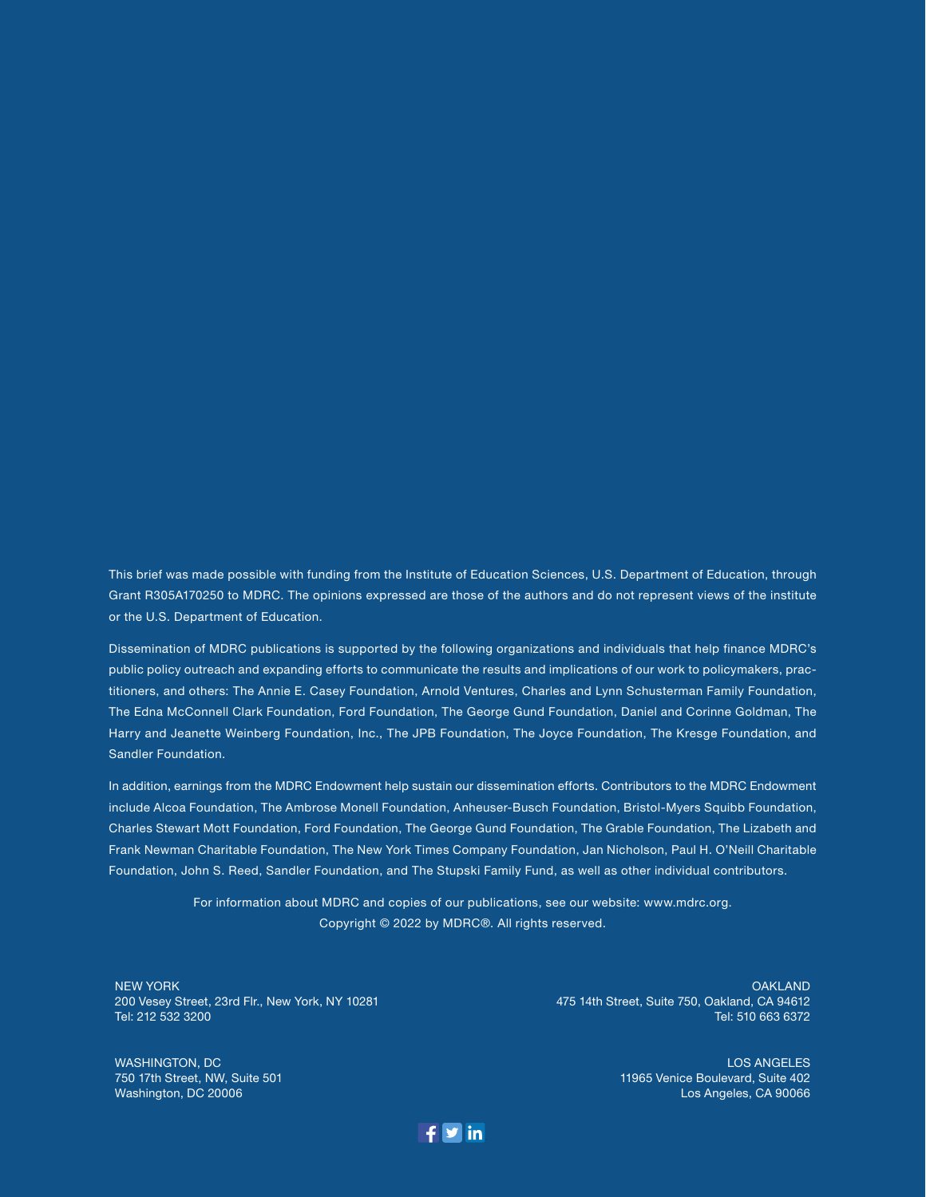This brief was made possible with funding from the Institute of Education Sciences, U.S. Department of Education, through Grant R305A170250 to MDRC. The opinions expressed are those of the authors and do not represent views of the institute or the U.S. Department of Education.

Dissemination of MDRC publications is supported by the following organizations and individuals that help finance MDRC's public policy outreach and expanding efforts to communicate the results and implications of our work to policymakers, practitioners, and others: The Annie E. Casey Foundation, Arnold Ventures, Charles and Lynn Schusterman Family Foundation, The Edna McConnell Clark Foundation, Ford Foundation, The George Gund Foundation, Daniel and Corinne Goldman, The Harry and Jeanette Weinberg Foundation, Inc., The JPB Foundation, The Joyce Foundation, The Kresge Foundation, and Sandler Foundation.

In addition, earnings from the MDRC Endowment help sustain our dissemination efforts. Contributors to the MDRC Endowment include Alcoa Foundation, The Ambrose Monell Foundation, Anheuser-Busch Foundation, Bristol-Myers Squibb Foundation, Charles Stewart Mott Foundation, Ford Foundation, The George Gund Foundation, The Grable Foundation, The Lizabeth and Frank Newman Charitable Foundation, The New York Times Company Foundation, Jan Nicholson, Paul H. O'Neill Charitable Foundation, John S. Reed, Sandler Foundation, and The Stupski Family Fund, as well as other individual contributors.

For information about MDRC and copies of our publications, see our website: www.mdrc.org.
Copyright © 2022 by MDRC®. All rights reserved.

NEW YORK
200 Vesey Street, 23rd Flr., New York, NY 10281
Tel: 212 532 3200

OAKLAND
475 14th Street, Suite 750, Oakland, CA 94612
Tel: 510 663 6372

WASHINGTON, DC
750 17th Street, NW, Suite 501
Washington, DC 20006

LOS ANGELES
11965 Venice Boulevard, Suite 402
Los Angeles, CA 90066